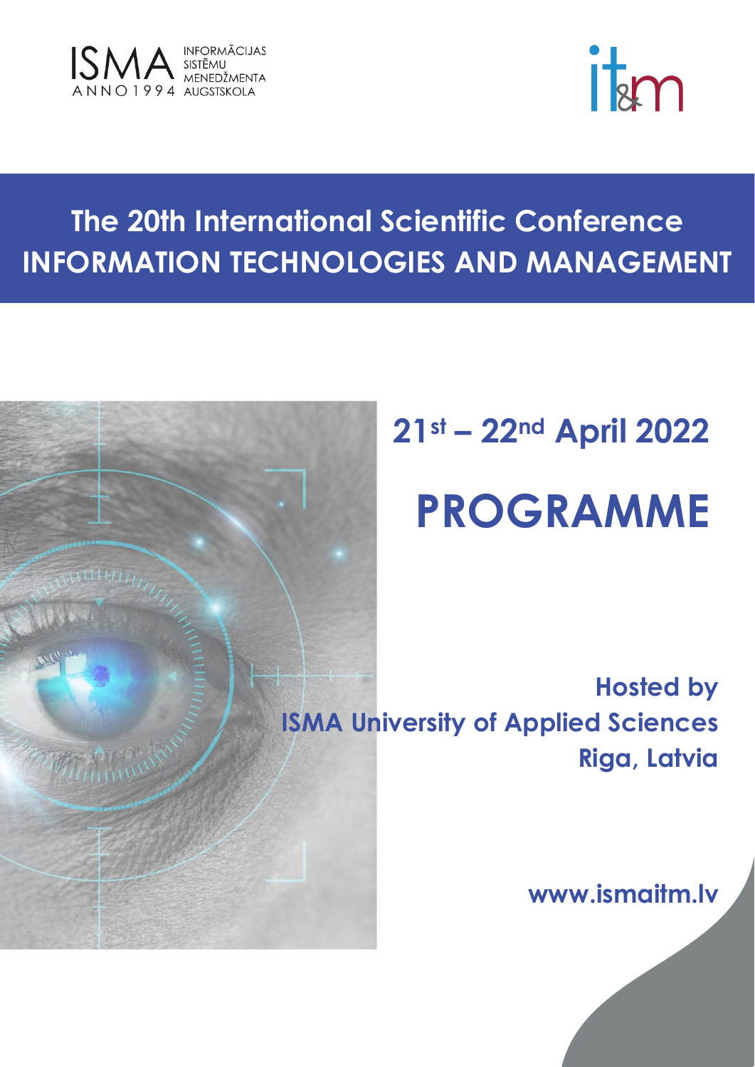ISMA INFORMĀCIJAS SISTĒMU MENEDŽMENTA AUGSTSKOLA ANNO 1994

it&m

# The 20th International Scientific Conference INFORMATION TECHNOLOGIES AND MANAGEMENT

## 21st – 22nd April 2022

# PROGRAMME

**Hosted by**
**ISMA University of Applied Sciences**
**Riga, Latvia**

**www.ismaitm.lv**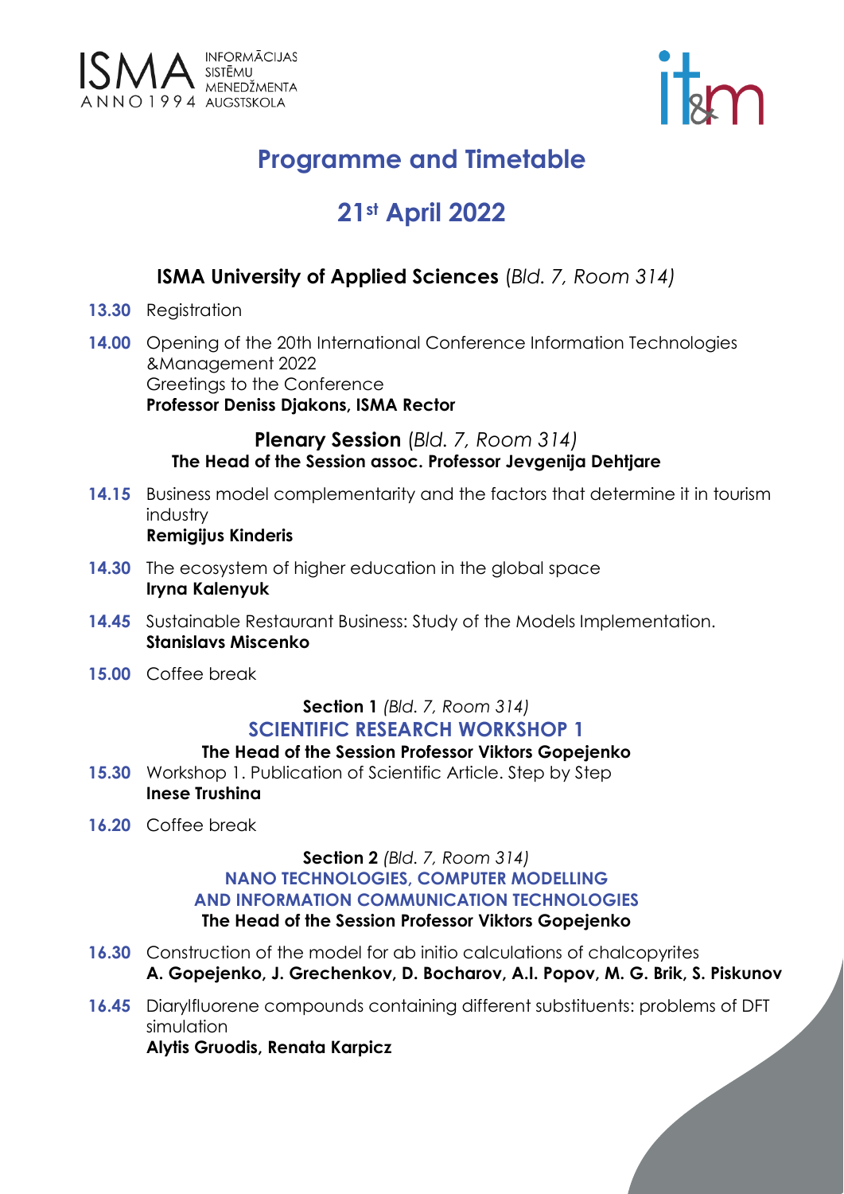# Programme and Timetable

## 21st April 2022

### ISMA University of Applied Sciences (*Bld. 7, Room 314)*

**13.30** Registration

**14.00** Opening of the 20th International Conference Information Technologies &Management 2022
Greetings to the Conference
**Professor Deniss Djakons, ISMA Rector**

### Plenary Session (*Bld. 7, Room 314)*

**The Head of the Session assoc. Professor Jevgenija Dehtjare**

**14.15** Business model complementarity and the factors that determine it in tourism industry
**Remigijus Kinderis**

**14.30** The ecosystem of higher education in the global space
**Iryna Kalenyuk**

**14.45** Sustainable Restaurant Business: Study of the Models Implementation.
**Stanislavs Miscenko**

**15.00** Coffee break

### Section 1 *(Bld. 7, Room 314)*

### SCIENTIFIC RESEARCH WORKSHOP 1

**The Head of the Session Professor Viktors Gopejenko**

**15.30** Workshop 1. Publication of Scientific Article. Step by Step
**Inese Trushina**

**16.20** Coffee break

### Section 2 *(Bld. 7, Room 314)*

### NANO TECHNOLOGIES, COMPUTER MODELLING AND INFORMATION COMMUNICATION TECHNOLOGIES

**The Head of the Session Professor Viktors Gopejenko**

**16.30** Construction of the model for ab initio calculations of chalcopyrites
**A. Gopejenko, J. Grechenkov, D. Bocharov, A.I. Popov, M. G. Brik, S. Piskunov**

**16.45** Diarylfluorene compounds containing different substituents: problems of DFT simulation
**Alytis Gruodis, Renata Karpicz**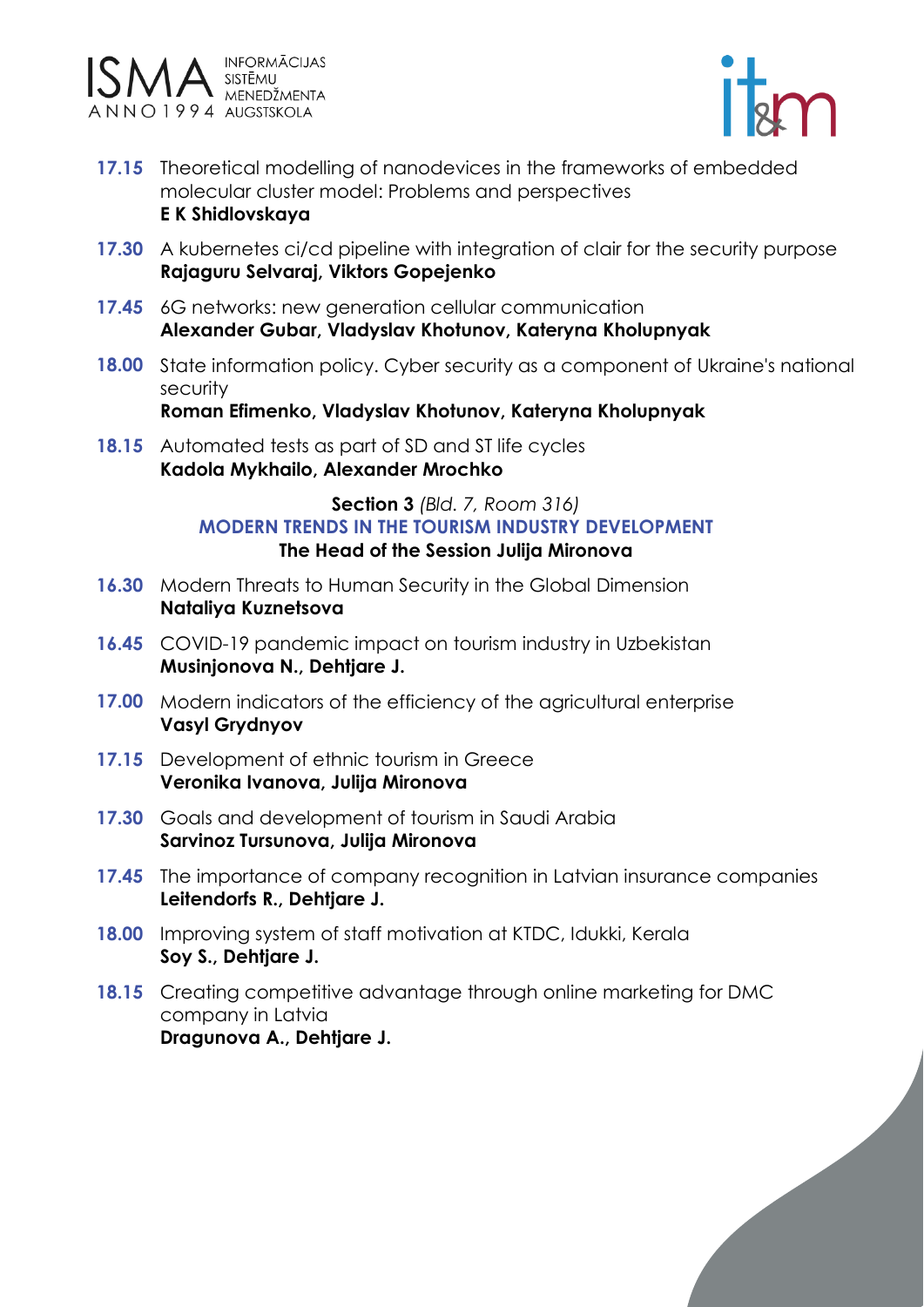**17.15** Theoretical modelling of nanodevices in the frameworks of embedded molecular cluster model: Problems and perspectives
**E K Shidlovskaya**

**17.30** A kubernetes ci/cd pipeline with integration of clair for the security purpose
**Rajaguru Selvaraj, Viktors Gopejenko**

**17.45** 6G networks: new generation cellular communication
**Alexander Gubar, Vladyslav Khotunov, Kateryna Kholupnyak**

**18.00** State information policy. Cyber security as a component of Ukraine's national security
**Roman Efimenko, Vladyslav Khotunov, Kateryna Kholupnyak**

**18.15** Automated tests as part of SD and ST life cycles
**Kadola Mykhailo, Alexander Mrochko**

### **Section 3** *(Bld. 7, Room 316)*
### MODERN TRENDS IN THE TOURISM INDUSTRY DEVELOPMENT
**The Head of the Session Julija Mironova**

**16.30** Modern Threats to Human Security in the Global Dimension
**Nataliya Kuznetsova**

**16.45** COVID-19 pandemic impact on tourism industry in Uzbekistan
**Musinjonova N., Dehtjare J.**

**17.00** Modern indicators of the efficiency of the agricultural enterprise
**Vasyl Grydnyov**

**17.15** Development of ethnic tourism in Greece
**Veronika Ivanova, Julija Mironova**

**17.30** Goals and development of tourism in Saudi Arabia
**Sarvinoz Tursunova, Julija Mironova**

**17.45** The importance of company recognition in Latvian insurance companies
**Leitendorfs R., Dehtjare J.**

**18.00** Improving system of staff motivation at KTDC, Idukki, Kerala
**Soy S., Dehtjare J.**

**18.15** Creating competitive advantage through online marketing for DMC company in Latvia
**Dragunova A., Dehtjare J.**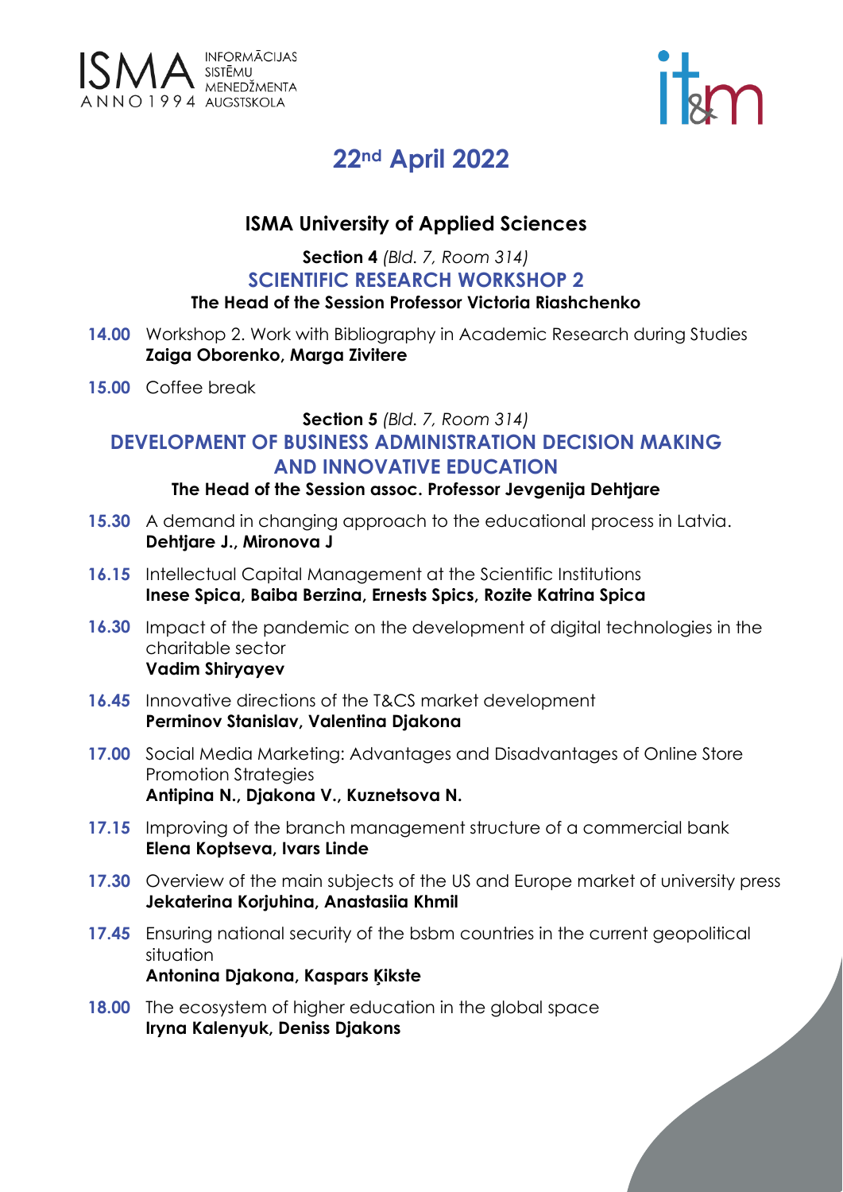## 22nd April 2022

### ISMA University of Applied Sciences

**Section 4** *(Bld. 7, Room 314)*

**SCIENTIFIC RESEARCH WORKSHOP 2**

**The Head of the Session Professor Victoria Riashchenko**

**14.00** Workshop 2. Work with Bibliography in Academic Research during Studies
**Zaiga Oborenko, Marga Zivitere**

**15.00** Coffee break

**Section 5** *(Bld. 7, Room 314)*

**DEVELOPMENT OF BUSINESS ADMINISTRATION DECISION MAKING AND INNOVATIVE EDUCATION**

**The Head of the Session assoc. Professor Jevgenija Dehtjare**

**15.30** A demand in changing approach to the educational process in Latvia.
**Dehtjare J., Mironova J**

**16.15** Intellectual Capital Management at the Scientific Institutions
**Inese Spica, Baiba Berzina, Ernests Spics, Rozite Katrina Spica**

**16.30** Impact of the pandemic on the development of digital technologies in the charitable sector
**Vadim Shiryayev**

**16.45** Innovative directions of the T&CS market development
**Perminov Stanislav, Valentina Djakona**

**17.00** Social Media Marketing: Advantages and Disadvantages of Online Store Promotion Strategies
**Antipina N., Djakona V., Kuznetsova N.**

**17.15** Improving of the branch management structure of a commercial bank
**Elena Koptseva, Ivars Linde**

**17.30** Overview of the main subjects of the US and Europe market of university press
**Jekaterina Korjuhina, Anastasiia Khmil**

**17.45** Ensuring national security of the bsbm countries in the current geopolitical situation
**Antonina Djakona, Kaspars Ķikste**

**18.00** The ecosystem of higher education in the global space
**Iryna Kalenyuk, Deniss Djakons**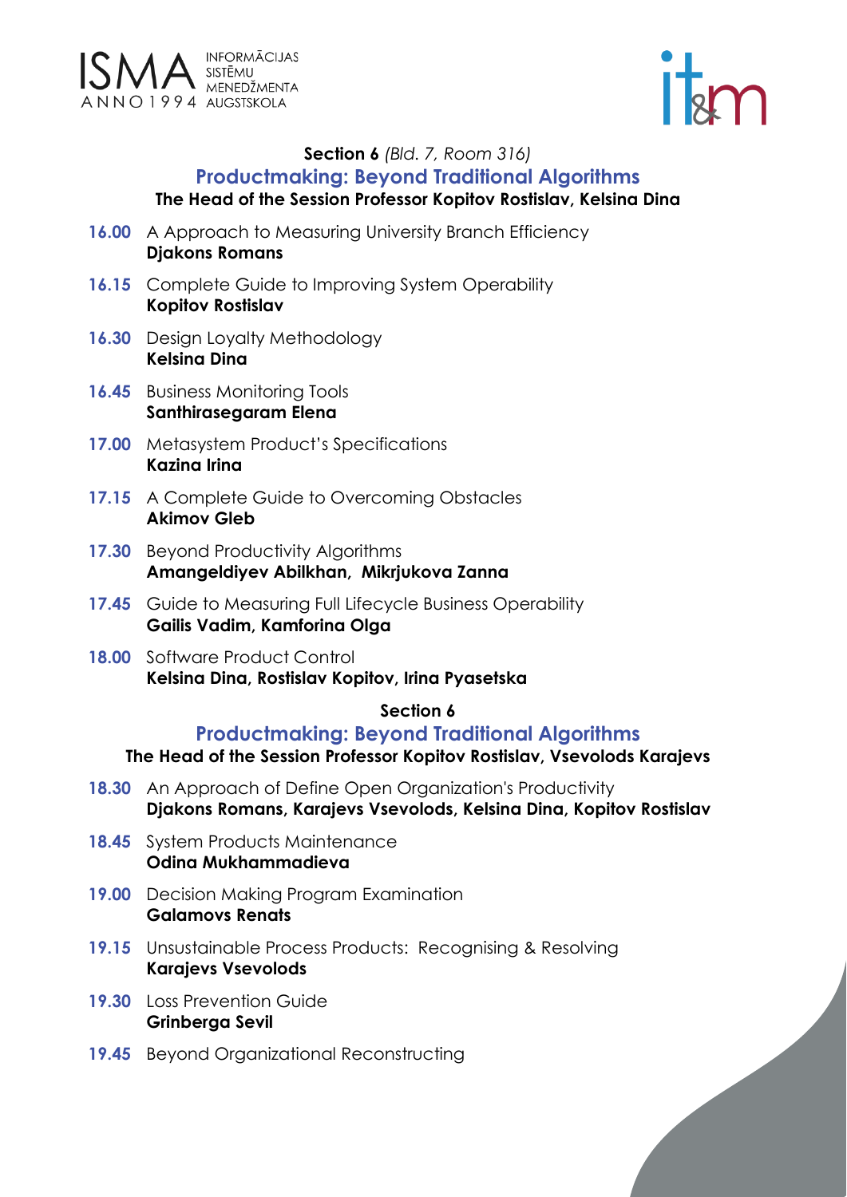**Section 6** *(Bld. 7, Room 316)*

## Productmaking: Beyond Traditional Algorithms

**The Head of the Session Professor Kopitov Rostislav, Kelsina Dina**

**16.00** A Approach to Measuring University Branch Efficiency
**Djakons Romans**

**16.15** Complete Guide to Improving System Operability
**Kopitov Rostislav**

**16.30** Design Loyalty Methodology
**Kelsina Dina**

**16.45** Business Monitoring Tools
**Santhirasegaram Elena**

**17.00** Metasystem Product's Specifications
**Kazina Irina**

**17.15** A Complete Guide to Overcoming Obstacles
**Akimov Gleb**

**17.30** Beyond Productivity Algorithms
**Amangeldiyev Abilkhan, Mikrjukova Zanna**

**17.45** Guide to Measuring Full Lifecycle Business Operability
**Gailis Vadim, Kamforina Olga**

**18.00** Software Product Control
**Kelsina Dina, Rostislav Kopitov, Irina Pyasetska**

**Section 6**

## Productmaking: Beyond Traditional Algorithms

**The Head of the Session Professor Kopitov Rostislav, Vsevolods Karajevs**

**18.30** An Approach of Define Open Organization's Productivity
**Djakons Romans, Karajevs Vsevolods, Kelsina Dina, Kopitov Rostislav**

**18.45** System Products Maintenance
**Odina Mukhammadieva**

**19.00** Decision Making Program Examination
**Galamovs Renats**

**19.15** Unsustainable Process Products: Recognising & Resolving
**Karajevs Vsevolods**

**19.30** Loss Prevention Guide
**Grinberga Sevil**

**19.45** Beyond Organizational Reconstructing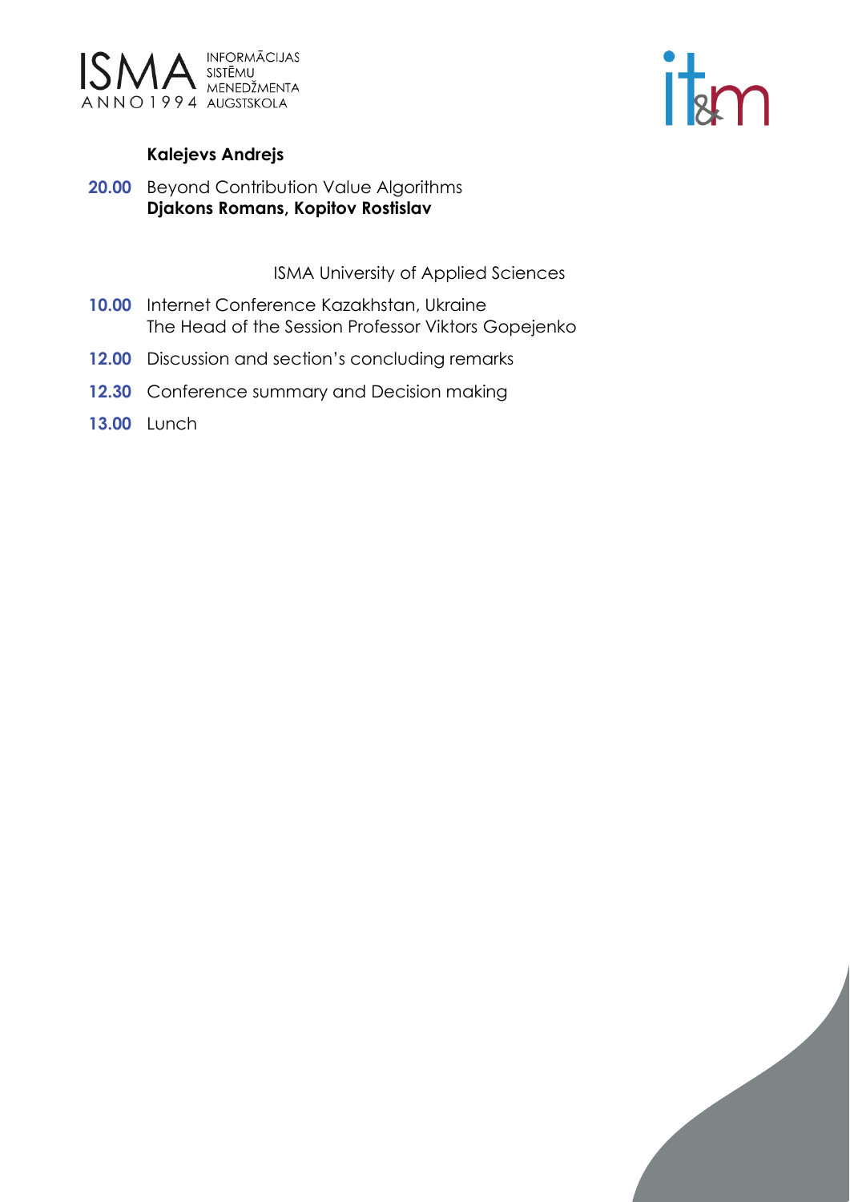**Kalejevs Andrejs**

**20.00** Beyond Contribution Value Algorithms
**Djakons Romans, Kopitov Rostislav**

ISMA University of Applied Sciences

**10.00** Internet Conference Kazakhstan, Ukraine
The Head of the Session Professor Viktors Gopejenko

**12.00** Discussion and section's concluding remarks

**12.30** Conference summary and Decision making

**13.00** Lunch